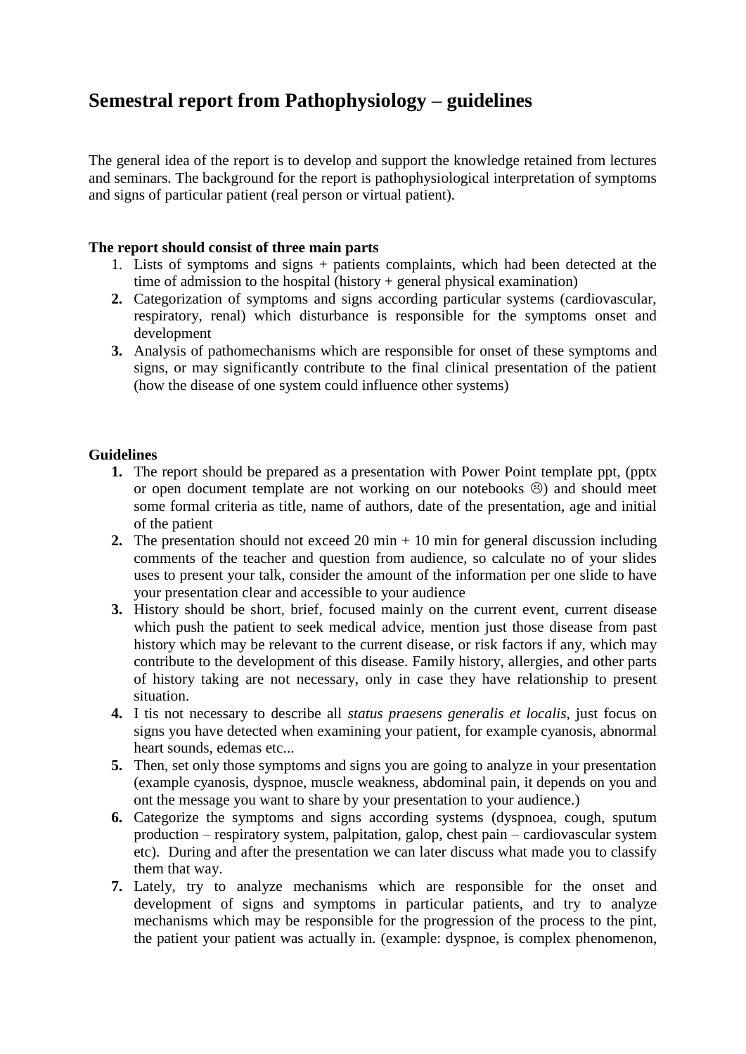# Semestral report from Pathophysiology – guidelines

The general idea of the report is to develop and support the knowledge retained from lectures and seminars. The background for the report is pathophysiological interpretation of symptoms and signs of particular patient (real person or virtual patient).

**The report should consist of three main parts**

1. Lists of symptoms and signs + patients complaints, which had been detected at the time of admission to the hospital (history + general physical examination)
2. Categorization of symptoms and signs according particular systems (cardiovascular, respiratory, renal) which disturbance is responsible for the symptoms onset and development
3. Analysis of pathomechanisms which are responsible for onset of these symptoms and signs, or may significantly contribute to the final clinical presentation of the patient (how the disease of one system could influence other systems)

**Guidelines**

1. The report should be prepared as a presentation with Power Point template ppt, (pptx or open document template are not working on our notebooks ☹) and should meet some formal criteria as title, name of authors, date of the presentation, age and initial of the patient
2. The presentation should not exceed 20 min + 10 min for general discussion including comments of the teacher and question from audience, so calculate no of your slides uses to present your talk, consider the amount of the information per one slide to have your presentation clear and accessible to your audience
3. History should be short, brief, focused mainly on the current event, current disease which push the patient to seek medical advice, mention just those disease from past history which may be relevant to the current disease, or risk factors if any, which may contribute to the development of this disease. Family history, allergies, and other parts of history taking are not necessary, only in case they have relationship to present situation.
4. I tis not necessary to describe all *status praesens generalis et localis*, just focus on signs you have detected when examining your patient, for example cyanosis, abnormal heart sounds, edemas etc...
5. Then, set only those symptoms and signs you are going to analyze in your presentation (example cyanosis, dyspnoe, muscle weakness, abdominal pain, it depends on you and ont the message you want to share by your presentation to your audience.)
6. Categorize the symptoms and signs according systems (dyspnoea, cough, sputum production – respiratory system, palpitation, galop, chest pain – cardiovascular system etc). During and after the presentation we can later discuss what made you to classify them that way.
7. Lately, try to analyze mechanisms which are responsible for the onset and development of signs and symptoms in particular patients, and try to analyze mechanisms which may be responsible for the progression of the process to the pint, the patient your patient was actually in. (example: dyspnoe, is complex phenomenon,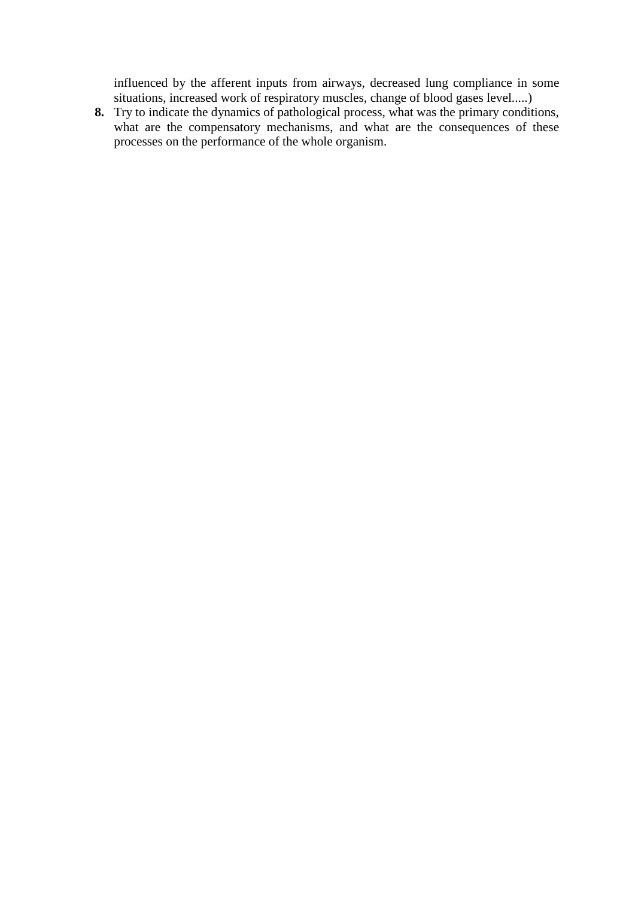influenced by the afferent inputs from airways, decreased lung compliance in some situations, increased work of respiratory muscles, change of blood gases level.....)

8. Try to indicate the dynamics of pathological process, what was the primary conditions, what are the compensatory mechanisms, and what are the consequences of these processes on the performance of the whole organism.